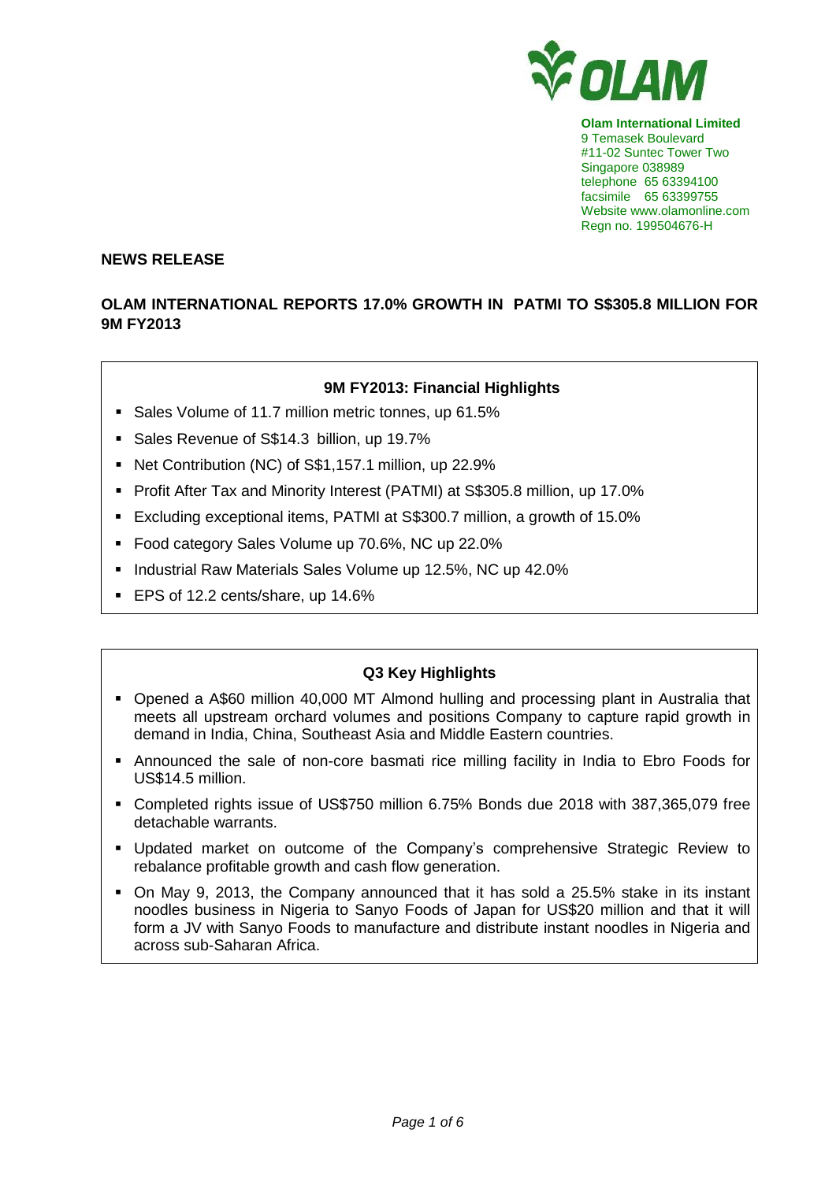**Olam International Limited**
9 Temasek Boulevard
#11-02 Suntec Tower Two
Singapore 038989
telephone 65 63394100
facsimile 65 63399755
Website www.olamonline.com
Regn no. 199504676-H

**NEWS RELEASE**

## OLAM INTERNATIONAL REPORTS 17.0% GROWTH IN PATMI TO S$305.8 MILLION FOR 9M FY2013

### 9M FY2013: Financial Highlights

- Sales Volume of 11.7 million metric tonnes, up 61.5%
- Sales Revenue of S$14.3 billion, up 19.7%
- Net Contribution (NC) of S$1,157.1 million, up 22.9%
- Profit After Tax and Minority Interest (PATMI) at S$305.8 million, up 17.0%
- Excluding exceptional items, PATMI at S$300.7 million, a growth of 15.0%
- Food category Sales Volume up 70.6%, NC up 22.0%
- Industrial Raw Materials Sales Volume up 12.5%, NC up 42.0%
- EPS of 12.2 cents/share, up 14.6%

### Q3 Key Highlights

- Opened a A$60 million 40,000 MT Almond hulling and processing plant in Australia that meets all upstream orchard volumes and positions Company to capture rapid growth in demand in India, China, Southeast Asia and Middle Eastern countries.
- Announced the sale of non-core basmati rice milling facility in India to Ebro Foods for US$14.5 million.
- Completed rights issue of US$750 million 6.75% Bonds due 2018 with 387,365,079 free detachable warrants.
- Updated market on outcome of the Company's comprehensive Strategic Review to rebalance profitable growth and cash flow generation.
- On May 9, 2013, the Company announced that it has sold a 25.5% stake in its instant noodles business in Nigeria to Sanyo Foods of Japan for US$20 million and that it will form a JV with Sanyo Foods to manufacture and distribute instant noodles in Nigeria and across sub-Saharan Africa.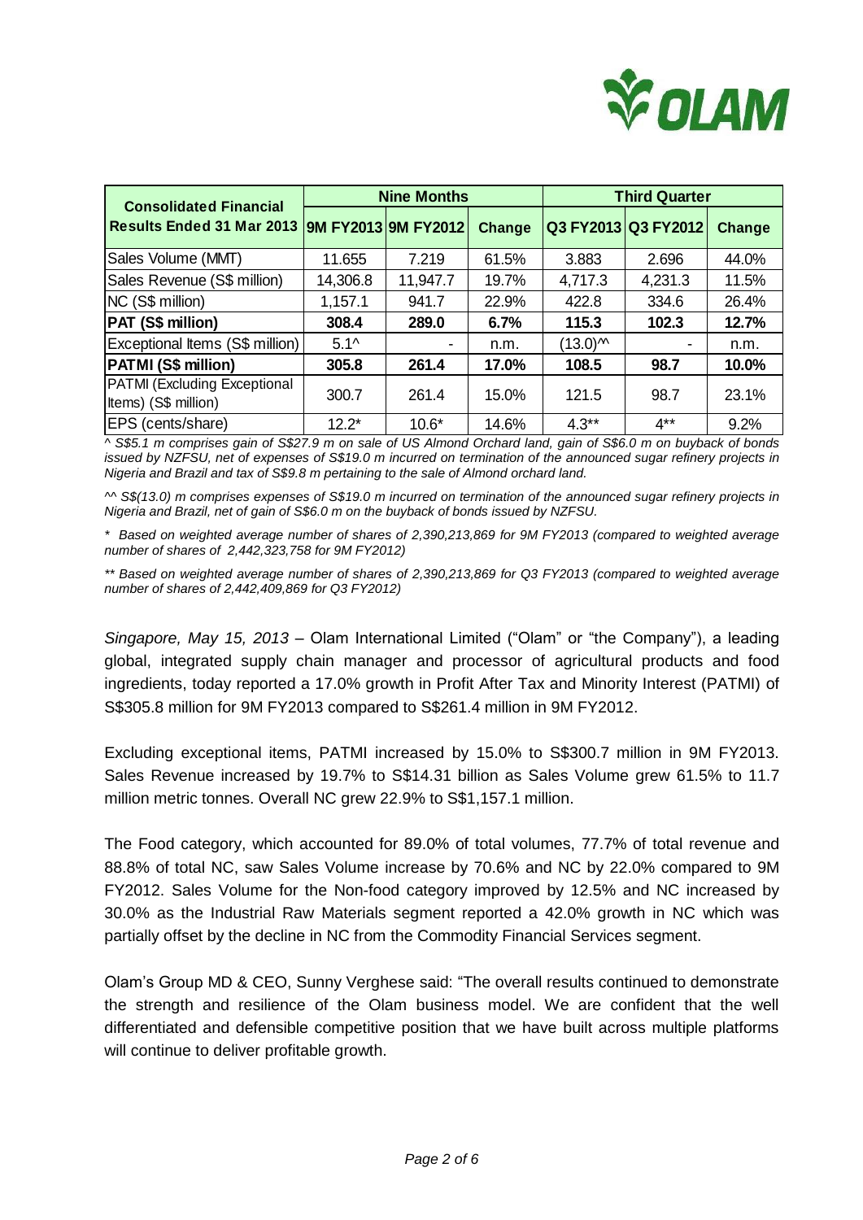| Consolidated Financial Results Ended 31 Mar 2013 | Nine Months | | | Third Quarter | | |
|---|---|---|---|---|---|---|
| | 9M FY2013 | 9M FY2012 | Change | Q3 FY2013 | Q3 FY2012 | Change |
| Sales Volume (MMT) | 11.655 | 7.219 | 61.5% | 3.883 | 2.696 | 44.0% |
| Sales Revenue (S$ million) | 14,306.8 | 11,947.7 | 19.7% | 4,717.3 | 4,231.3 | 11.5% |
| NC (S$ million) | 1,157.1 | 941.7 | 22.9% | 422.8 | 334.6 | 26.4% |
| **PAT (S$ million)** | **308.4** | **289.0** | **6.7%** | **115.3** | **102.3** | **12.7%** |
| Exceptional Items (S$ million) | 5.1^ | - | n.m. | (13.0)^^ | - | n.m. |
| **PATMI (S$ million)** | **305.8** | **261.4** | **17.0%** | **108.5** | **98.7** | **10.0%** |
| PATMI (Excluding Exceptional Items) (S$ million) | 300.7 | 261.4 | 15.0% | 121.5 | 98.7 | 23.1% |
| EPS (cents/share) | 12.2* | 10.6* | 14.6% | 4.3** | 4** | 9.2% |

*^ S$5.1 m comprises gain of S$27.9 m on sale of US Almond Orchard land, gain of S$6.0 m on buyback of bonds issued by NZFSU, net of expenses of S$19.0 m incurred on termination of the announced sugar refinery projects in Nigeria and Brazil and tax of S$9.8 m pertaining to the sale of Almond orchard land.*

*^^ S$(13.0) m comprises expenses of S$19.0 m incurred on termination of the announced sugar refinery projects in Nigeria and Brazil, net of gain of S$6.0 m on the buyback of bonds issued by NZFSU.*

*\* Based on weighted average number of shares of 2,390,213,869 for 9M FY2013 (compared to weighted average number of shares of 2,442,323,758 for 9M FY2012)*

*\*\* Based on weighted average number of shares of 2,390,213,869 for Q3 FY2013 (compared to weighted average number of shares of 2,442,409,869 for Q3 FY2012)*

*Singapore, May 15, 2013* – Olam International Limited ("Olam" or "the Company"), a leading global, integrated supply chain manager and processor of agricultural products and food ingredients, today reported a 17.0% growth in Profit After Tax and Minority Interest (PATMI) of S$305.8 million for 9M FY2013 compared to S$261.4 million in 9M FY2012.

Excluding exceptional items, PATMI increased by 15.0% to S$300.7 million in 9M FY2013. Sales Revenue increased by 19.7% to S$14.31 billion as Sales Volume grew 61.5% to 11.7 million metric tonnes. Overall NC grew 22.9% to S$1,157.1 million.

The Food category, which accounted for 89.0% of total volumes, 77.7% of total revenue and 88.8% of total NC, saw Sales Volume increase by 70.6% and NC by 22.0% compared to 9M FY2012. Sales Volume for the Non-food category improved by 12.5% and NC increased by 30.0% as the Industrial Raw Materials segment reported a 42.0% growth in NC which was partially offset by the decline in NC from the Commodity Financial Services segment.

Olam's Group MD & CEO, Sunny Verghese said: "The overall results continued to demonstrate the strength and resilience of the Olam business model. We are confident that the well differentiated and defensible competitive position that we have built across multiple platforms will continue to deliver profitable growth.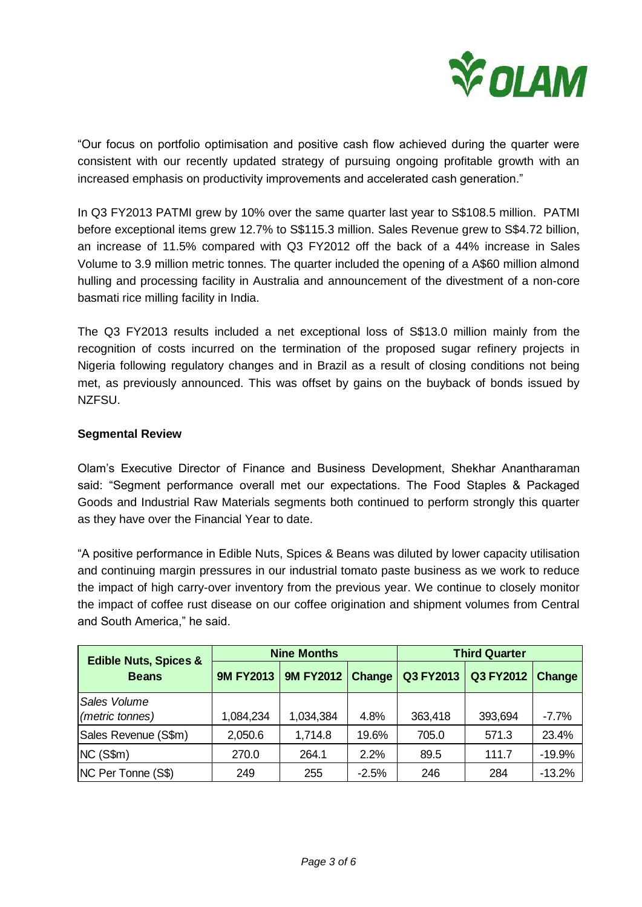"Our focus on portfolio optimisation and positive cash flow achieved during the quarter were consistent with our recently updated strategy of pursuing ongoing profitable growth with an increased emphasis on productivity improvements and accelerated cash generation."

In Q3 FY2013 PATMI grew by 10% over the same quarter last year to S$108.5 million. PATMI before exceptional items grew 12.7% to S$115.3 million. Sales Revenue grew to S$4.72 billion, an increase of 11.5% compared with Q3 FY2012 off the back of a 44% increase in Sales Volume to 3.9 million metric tonnes. The quarter included the opening of a A$60 million almond hulling and processing facility in Australia and announcement of the divestment of a non-core basmati rice milling facility in India.

The Q3 FY2013 results included a net exceptional loss of S$13.0 million mainly from the recognition of costs incurred on the termination of the proposed sugar refinery projects in Nigeria following regulatory changes and in Brazil as a result of closing conditions not being met, as previously announced. This was offset by gains on the buyback of bonds issued by NZFSU.

**Segmental Review**

Olam's Executive Director of Finance and Business Development, Shekhar Anantharaman said: "Segment performance overall met our expectations. The Food Staples & Packaged Goods and Industrial Raw Materials segments both continued to perform strongly this quarter as they have over the Financial Year to date.

"A positive performance in Edible Nuts, Spices & Beans was diluted by lower capacity utilisation and continuing margin pressures in our industrial tomato paste business as we work to reduce the impact of high carry-over inventory from the previous year. We continue to closely monitor the impact of coffee rust disease on our coffee origination and shipment volumes from Central and South America," he said.

| **Edible Nuts, Spices & Beans** | **Nine Months** | | | **Third Quarter** | | |
|---|---|---|---|---|---|---|
| | **9M FY2013** | **9M FY2012** | **Change** | **Q3 FY2013** | **Q3 FY2012** | **Change** |
| *Sales Volume (metric tonnes)* | 1,084,234 | 1,034,384 | 4.8% | 363,418 | 393,694 | -7.7% |
| Sales Revenue (S$m) | 2,050.6 | 1,714.8 | 19.6% | 705.0 | 571.3 | 23.4% |
| NC (S$m) | 270.0 | 264.1 | 2.2% | 89.5 | 111.7 | -19.9% |
| NC Per Tonne (S$) | 249 | 255 | -2.5% | 246 | 284 | -13.2% |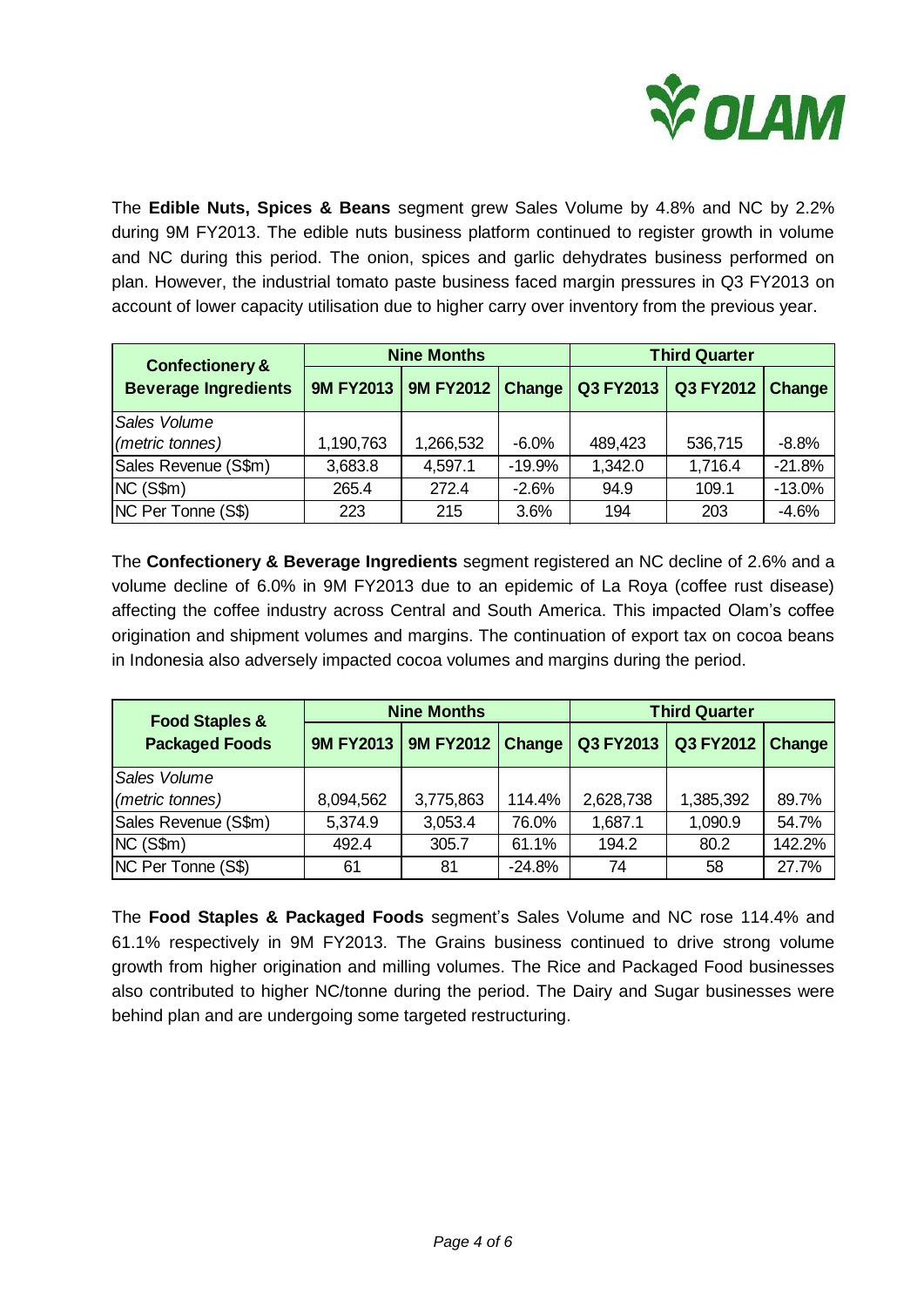The **Edible Nuts, Spices & Beans** segment grew Sales Volume by 4.8% and NC by 2.2% during 9M FY2013. The edible nuts business platform continued to register growth in volume and NC during this period. The onion, spices and garlic dehydrates business performed on plan. However, the industrial tomato paste business faced margin pressures in Q3 FY2013 on account of lower capacity utilisation due to higher carry over inventory from the previous year.

| Confectionery & Beverage Ingredients | Nine Months | | | Third Quarter | | |
|---|---|---|---|---|---|---|
| | 9M FY2013 | 9M FY2012 | Change | Q3 FY2013 | Q3 FY2012 | Change |
| *Sales Volume (metric tonnes)* | 1,190,763 | 1,266,532 | -6.0% | 489,423 | 536,715 | -8.8% |
| Sales Revenue (S$m) | 3,683.8 | 4,597.1 | -19.9% | 1,342.0 | 1,716.4 | -21.8% |
| NC (S$m) | 265.4 | 272.4 | -2.6% | 94.9 | 109.1 | -13.0% |
| NC Per Tonne (S$) | 223 | 215 | 3.6% | 194 | 203 | -4.6% |

The **Confectionery & Beverage Ingredients** segment registered an NC decline of 2.6% and a volume decline of 6.0% in 9M FY2013 due to an epidemic of La Roya (coffee rust disease) affecting the coffee industry across Central and South America. This impacted Olam's coffee origination and shipment volumes and margins. The continuation of export tax on cocoa beans in Indonesia also adversely impacted cocoa volumes and margins during the period.

| Food Staples & Packaged Foods | Nine Months | | | Third Quarter | | |
|---|---|---|---|---|---|---|
| | 9M FY2013 | 9M FY2012 | Change | Q3 FY2013 | Q3 FY2012 | Change |
| *Sales Volume (metric tonnes)* | 8,094,562 | 3,775,863 | 114.4% | 2,628,738 | 1,385,392 | 89.7% |
| Sales Revenue (S$m) | 5,374.9 | 3,053.4 | 76.0% | 1,687.1 | 1,090.9 | 54.7% |
| NC (S$m) | 492.4 | 305.7 | 61.1% | 194.2 | 80.2 | 142.2% |
| NC Per Tonne (S$) | 61 | 81 | -24.8% | 74 | 58 | 27.7% |

The **Food Staples & Packaged Foods** segment's Sales Volume and NC rose 114.4% and 61.1% respectively in 9M FY2013. The Grains business continued to drive strong volume growth from higher origination and milling volumes. The Rice and Packaged Food businesses also contributed to higher NC/tonne during the period. The Dairy and Sugar businesses were behind plan and are undergoing some targeted restructuring.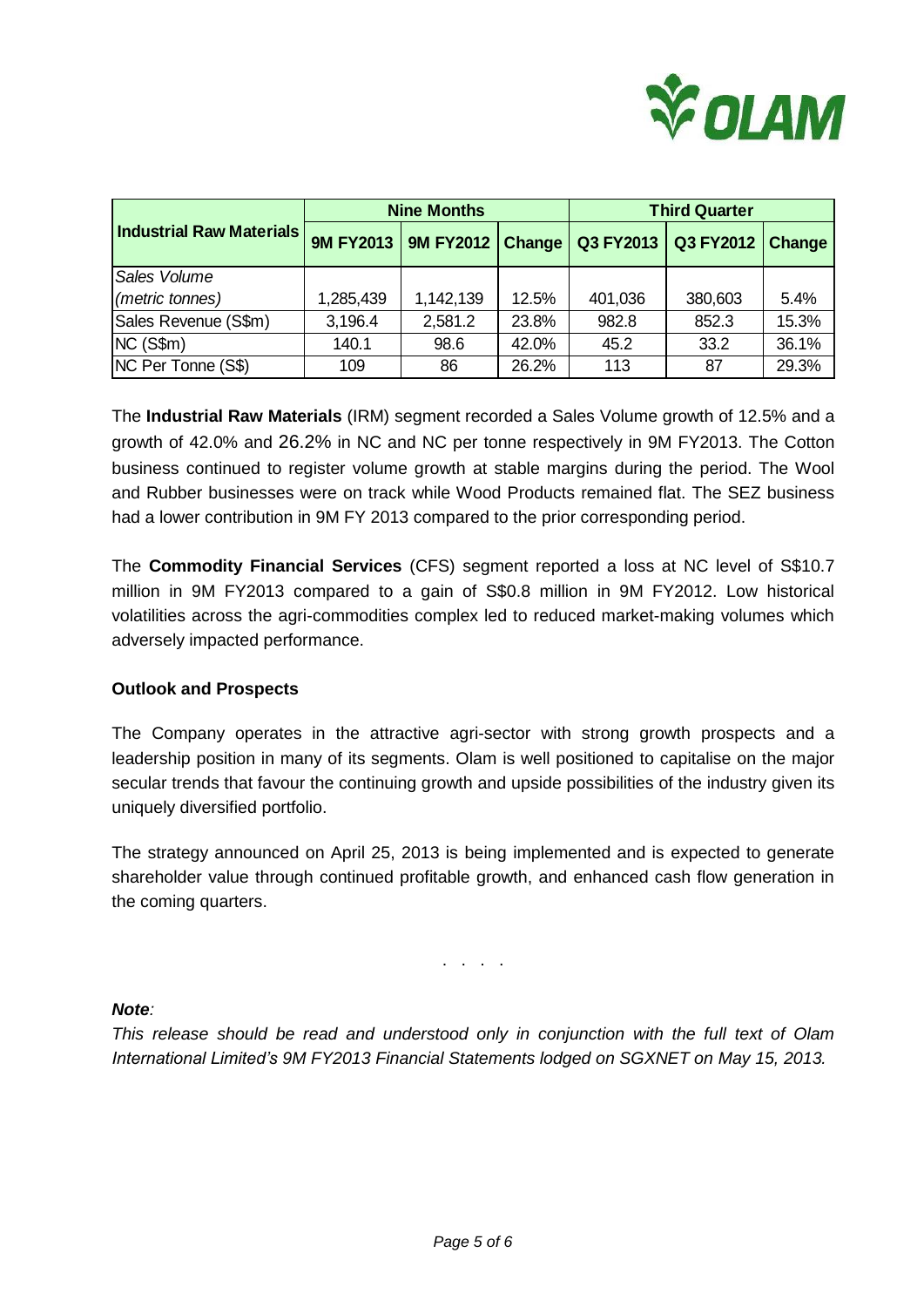| Industrial Raw Materials | Nine Months | | | Third Quarter | | |
|---|---|---|---|---|---|---|
| | 9M FY2013 | 9M FY2012 | Change | Q3 FY2013 | Q3 FY2012 | Change |
| *Sales Volume (metric tonnes)* | 1,285,439 | 1,142,139 | 12.5% | 401,036 | 380,603 | 5.4% |
| Sales Revenue (S$m) | 3,196.4 | 2,581.2 | 23.8% | 982.8 | 852.3 | 15.3% |
| NC (S$m) | 140.1 | 98.6 | 42.0% | 45.2 | 33.2 | 36.1% |
| NC Per Tonne (S$) | 109 | 86 | 26.2% | 113 | 87 | 29.3% |

The **Industrial Raw Materials** (IRM) segment recorded a Sales Volume growth of 12.5% and a growth of 42.0% and 26.2% in NC and NC per tonne respectively in 9M FY2013. The Cotton business continued to register volume growth at stable margins during the period. The Wool and Rubber businesses were on track while Wood Products remained flat. The SEZ business had a lower contribution in 9M FY 2013 compared to the prior corresponding period.

The **Commodity Financial Services** (CFS) segment reported a loss at NC level of S$10.7 million in 9M FY2013 compared to a gain of S$0.8 million in 9M FY2012. Low historical volatilities across the agri-commodities complex led to reduced market-making volumes which adversely impacted performance.

**Outlook and Prospects**

The Company operates in the attractive agri-sector with strong growth prospects and a leadership position in many of its segments. Olam is well positioned to capitalise on the major secular trends that favour the continuing growth and upside possibilities of the industry given its uniquely diversified portfolio.

The strategy announced on April 25, 2013 is being implemented and is expected to generate shareholder value through continued profitable growth, and enhanced cash flow generation in the coming quarters.

. . . .

***Note**:*

*This release should be read and understood only in conjunction with the full text of Olam International Limited's 9M FY2013 Financial Statements lodged on SGXNET on May 15, 2013.*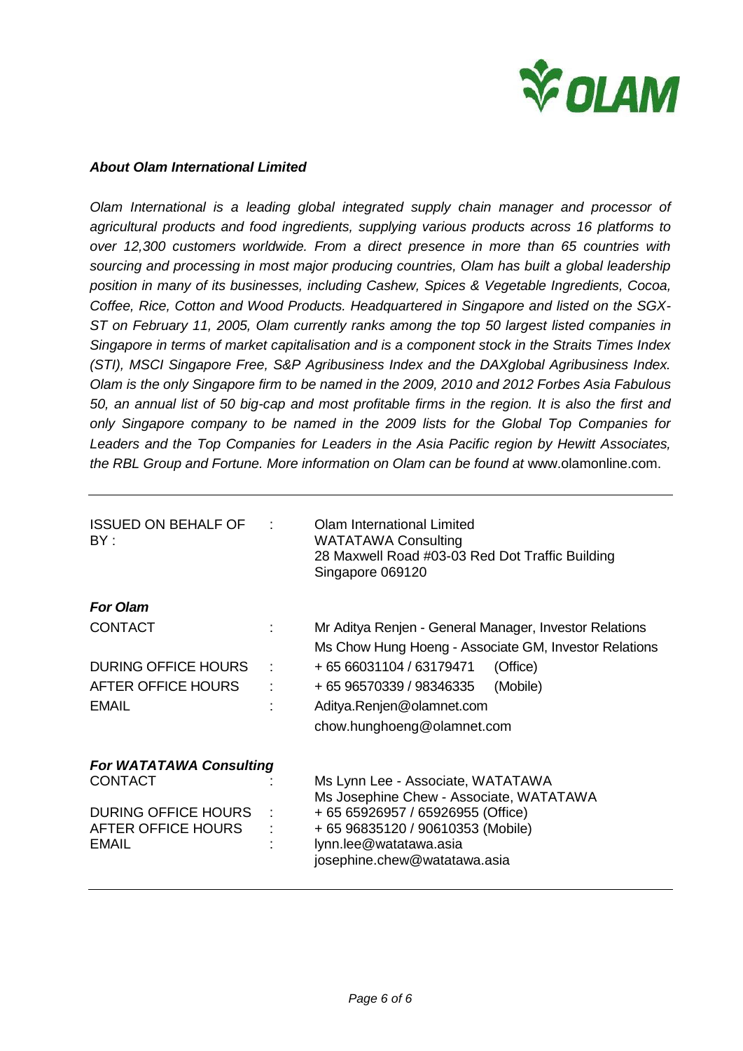**OLAM**

***About Olam International Limited***

*Olam International is a leading global integrated supply chain manager and processor of agricultural products and food ingredients, supplying various products across 16 platforms to over 12,300 customers worldwide. From a direct presence in more than 65 countries with sourcing and processing in most major producing countries, Olam has built a global leadership position in many of its businesses, including Cashew, Spices & Vegetable Ingredients, Cocoa, Coffee, Rice, Cotton and Wood Products. Headquartered in Singapore and listed on the SGX-ST on February 11, 2005, Olam currently ranks among the top 50 largest listed companies in Singapore in terms of market capitalisation and is a component stock in the Straits Times Index (STI), MSCI Singapore Free, S&P Agribusiness Index and the DAXglobal Agribusiness Index. Olam is the only Singapore firm to be named in the 2009, 2010 and 2012 Forbes Asia Fabulous 50, an annual list of 50 big-cap and most profitable firms in the region. It is also the first and only Singapore company to be named in the 2009 lists for the Global Top Companies for Leaders and the Top Companies for Leaders in the Asia Pacific region by Hewitt Associates, the RBL Group and Fortune. More information on Olam can be found at* www.olamonline.com.

---

| | | |
|---|---|---|
| ISSUED ON BEHALF OF BY : | : | Olam International Limited<br>WATATAWA Consulting<br>28 Maxwell Road #03-03 Red Dot Traffic Building<br>Singapore 069120 |
| ***For Olam*** | | |
| CONTACT | : | Mr Aditya Renjen - General Manager, Investor Relations<br>Ms Chow Hung Hoeng - Associate GM, Investor Relations |
| DURING OFFICE HOURS | : | + 65 66031104 / 63179471 (Office) |
| AFTER OFFICE HOURS | : | + 65 96570339 / 98346335 (Mobile) |
| EMAIL | : | Aditya.Renjen@olamnet.com<br>chow.hunghoeng@olamnet.com |
| ***For WATATAWA Consulting*** | | |
| CONTACT | : | Ms Lynn Lee - Associate, WATATAWA<br>Ms Josephine Chew - Associate, WATATAWA |
| DURING OFFICE HOURS | : | + 65 65926957 / 65926955 (Office) |
| AFTER OFFICE HOURS | : | + 65 96835120 / 90610353 (Mobile) |
| EMAIL | : | lynn.lee@watatawa.asia<br>josephine.chew@watatawa.asia |